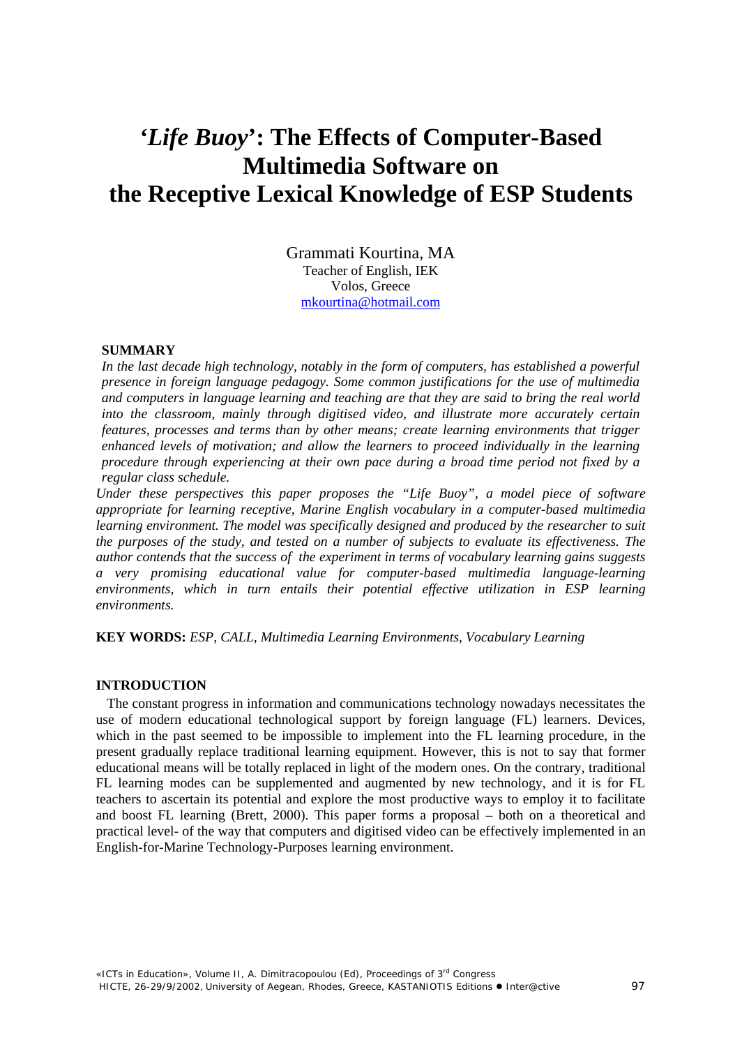# '*Life Buoy*': The Effects of Computer-Based Multimedia Software on the Receptive Lexical Knowledge of ESP Students

Grammati Kourtina, MA
Teacher of English, IEK
Volos, Greece
mkourtina@hotmail.com

**SUMMARY**

*In the last decade high technology, notably in the form of computers, has established a powerful presence in foreign language pedagogy. Some common justifications for the use of multimedia and computers in language learning and teaching are that they are said to bring the real world into the classroom, mainly through digitised video, and illustrate more accurately certain features, processes and terms than by other means; create learning environments that trigger enhanced levels of motivation; and allow the learners to proceed individually in the learning procedure through experiencing at their own pace during a broad time period not fixed by a regular class schedule.*

*Under these perspectives this paper proposes the "Life Buoy", a model piece of software appropriate for learning receptive, Marine English vocabulary in a computer-based multimedia learning environment. The model was specifically designed and produced by the researcher to suit the purposes of the study, and tested on a number of subjects to evaluate its effectiveness. The author contends that the success of the experiment in terms of vocabulary learning gains suggests a very promising educational value for computer-based multimedia language-learning environments, which in turn entails their potential effective utilization in ESP learning environments.*

**KEY WORDS:** *ESP, CALL, Multimedia Learning Environments, Vocabulary Learning*

## INTRODUCTION

The constant progress in information and communications technology nowadays necessitates the use of modern educational technological support by foreign language (FL) learners. Devices, which in the past seemed to be impossible to implement into the FL learning procedure, in the present gradually replace traditional learning equipment. However, this is not to say that former educational means will be totally replaced in light of the modern ones. On the contrary, traditional FL learning modes can be supplemented and augmented by new technology, and it is for FL teachers to ascertain its potential and explore the most productive ways to employ it to facilitate and boost FL learning (Brett, 2000). This paper forms a proposal – both on a theoretical and practical level- of the way that computers and digitised video can be effectively implemented in an English-for-Marine Technology-Purposes learning environment.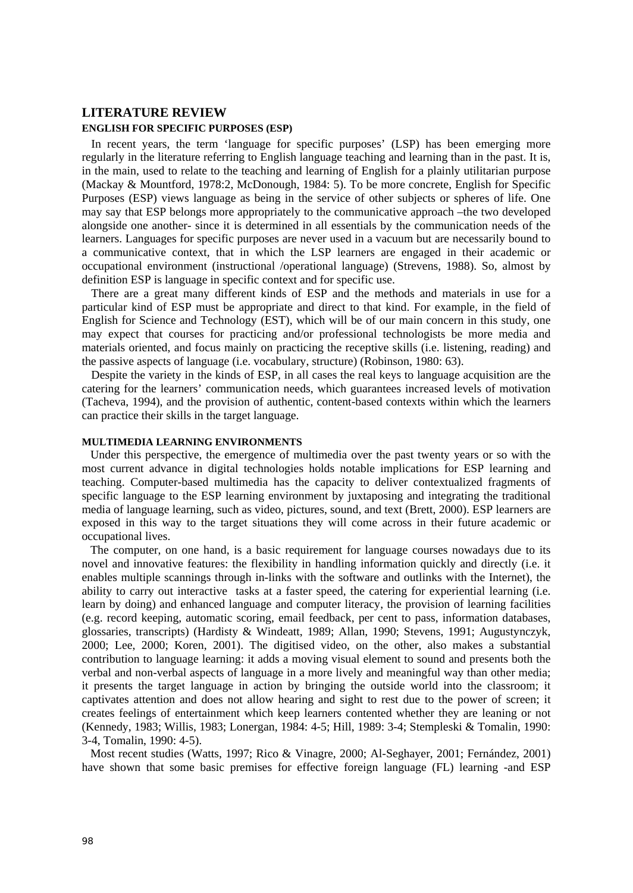## LITERATURE REVIEW

### ENGLISH FOR SPECIFIC PURPOSES (ESP)

In recent years, the term 'language for specific purposes' (LSP) has been emerging more regularly in the literature referring to English language teaching and learning than in the past. It is, in the main, used to relate to the teaching and learning of English for a plainly utilitarian purpose (Mackay & Mountford, 1978:2, McDonough, 1984: 5). To be more concrete, English for Specific Purposes (ESP) views language as being in the service of other subjects or spheres of life. One may say that ESP belongs more appropriately to the communicative approach –the two developed alongside one another- since it is determined in all essentials by the communication needs of the learners. Languages for specific purposes are never used in a vacuum but are necessarily bound to a communicative context, that in which the LSP learners are engaged in their academic or occupational environment (instructional /operational language) (Strevens, 1988). So, almost by definition ESP is language in specific context and for specific use.

There are a great many different kinds of ESP and the methods and materials in use for a particular kind of ESP must be appropriate and direct to that kind. For example, in the field of English for Science and Technology (EST), which will be of our main concern in this study, one may expect that courses for practicing and/or professional technologists be more media and materials oriented, and focus mainly on practicing the receptive skills (i.e. listening, reading) and the passive aspects of language (i.e. vocabulary, structure) (Robinson, 1980: 63).

Despite the variety in the kinds of ESP, in all cases the real keys to language acquisition are the catering for the learners' communication needs, which guarantees increased levels of motivation (Tacheva, 1994), and the provision of authentic, content-based contexts within which the learners can practice their skills in the target language.

### MULTIMEDIA LEARNING ENVIRONMENTS

Under this perspective, the emergence of multimedia over the past twenty years or so with the most current advance in digital technologies holds notable implications for ESP learning and teaching. Computer-based multimedia has the capacity to deliver contextualized fragments of specific language to the ESP learning environment by juxtaposing and integrating the traditional media of language learning, such as video, pictures, sound, and text (Brett, 2000). ESP learners are exposed in this way to the target situations they will come across in their future academic or occupational lives.

The computer, on one hand, is a basic requirement for language courses nowadays due to its novel and innovative features: the flexibility in handling information quickly and directly (i.e. it enables multiple scannings through in-links with the software and outlinks with the Internet), the ability to carry out interactive tasks at a faster speed, the catering for experiential learning (i.e. learn by doing) and enhanced language and computer literacy, the provision of learning facilities (e.g. record keeping, automatic scoring, email feedback, per cent to pass, information databases, glossaries, transcripts) (Hardisty & Windeatt, 1989; Allan, 1990; Stevens, 1991; Augustynczyk, 2000; Lee, 2000; Koren, 2001). The digitised video, on the other, also makes a substantial contribution to language learning: it adds a moving visual element to sound and presents both the verbal and non-verbal aspects of language in a more lively and meaningful way than other media; it presents the target language in action by bringing the outside world into the classroom; it captivates attention and does not allow hearing and sight to rest due to the power of screen; it creates feelings of entertainment which keep learners contented whether they are leaning or not (Kennedy, 1983; Willis, 1983; Lonergan, 1984: 4-5; Hill, 1989: 3-4; Stempleski & Tomalin, 1990: 3-4, Tomalin, 1990: 4-5).

Most recent studies (Watts, 1997; Rico & Vinagre, 2000; Al-Seghayer, 2001; Fernández, 2001) have shown that some basic premises for effective foreign language (FL) learning -and ESP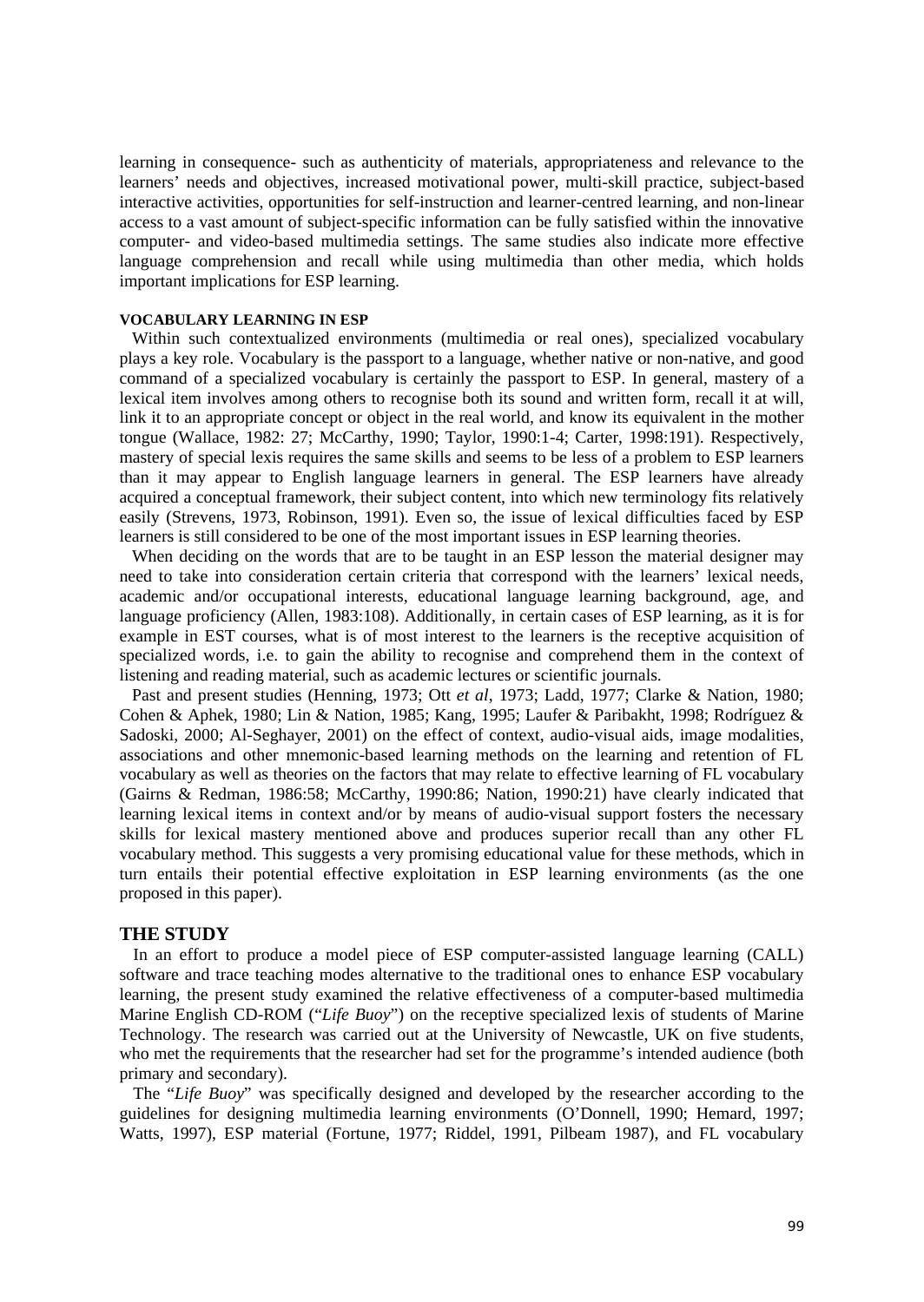learning in consequence- such as authenticity of materials, appropriateness and relevance to the learners' needs and objectives, increased motivational power, multi-skill practice, subject-based interactive activities, opportunities for self-instruction and learner-centred learning, and non-linear access to a vast amount of subject-specific information can be fully satisfied within the innovative computer- and video-based multimedia settings. The same studies also indicate more effective language comprehension and recall while using multimedia than other media, which holds important implications for ESP learning.

#### VOCABULARY LEARNING IN ESP

Within such contextualized environments (multimedia or real ones), specialized vocabulary plays a key role. Vocabulary is the passport to a language, whether native or non-native, and good command of a specialized vocabulary is certainly the passport to ESP. In general, mastery of a lexical item involves among others to recognise both its sound and written form, recall it at will, link it to an appropriate concept or object in the real world, and know its equivalent in the mother tongue (Wallace, 1982: 27; McCarthy, 1990; Taylor, 1990:1-4; Carter, 1998:191). Respectively, mastery of special lexis requires the same skills and seems to be less of a problem to ESP learners than it may appear to English language learners in general. The ESP learners have already acquired a conceptual framework, their subject content, into which new terminology fits relatively easily (Strevens, 1973, Robinson, 1991). Even so, the issue of lexical difficulties faced by ESP learners is still considered to be one of the most important issues in ESP learning theories.

When deciding on the words that are to be taught in an ESP lesson the material designer may need to take into consideration certain criteria that correspond with the learners' lexical needs, academic and/or occupational interests, educational language learning background, age, and language proficiency (Allen, 1983:108). Additionally, in certain cases of ESP learning, as it is for example in EST courses, what is of most interest to the learners is the receptive acquisition of specialized words, i.e. to gain the ability to recognise and comprehend them in the context of listening and reading material, such as academic lectures or scientific journals.

Past and present studies (Henning, 1973; Ott *et al*, 1973; Ladd, 1977; Clarke & Nation, 1980; Cohen & Aphek, 1980; Lin & Nation, 1985; Kang, 1995; Laufer & Paribakht, 1998; Rodríguez & Sadoski, 2000; Al-Seghayer, 2001) on the effect of context, audio-visual aids, image modalities, associations and other mnemonic-based learning methods on the learning and retention of FL vocabulary as well as theories on the factors that may relate to effective learning of FL vocabulary (Gairns & Redman, 1986:58; McCarthy, 1990:86; Nation, 1990:21) have clearly indicated that learning lexical items in context and/or by means of audio-visual support fosters the necessary skills for lexical mastery mentioned above and produces superior recall than any other FL vocabulary method. This suggests a very promising educational value for these methods, which in turn entails their potential effective exploitation in ESP learning environments (as the one proposed in this paper).

## THE STUDY

In an effort to produce a model piece of ESP computer-assisted language learning (CALL) software and trace teaching modes alternative to the traditional ones to enhance ESP vocabulary learning, the present study examined the relative effectiveness of a computer-based multimedia Marine English CD-ROM ("*Life Buoy*") on the receptive specialized lexis of students of Marine Technology. The research was carried out at the University of Newcastle, UK on five students, who met the requirements that the researcher had set for the programme's intended audience (both primary and secondary).

The "*Life Buoy*" was specifically designed and developed by the researcher according to the guidelines for designing multimedia learning environments (O'Donnell, 1990; Hemard, 1997; Watts, 1997), ESP material (Fortune, 1977; Riddel, 1991, Pilbeam 1987), and FL vocabulary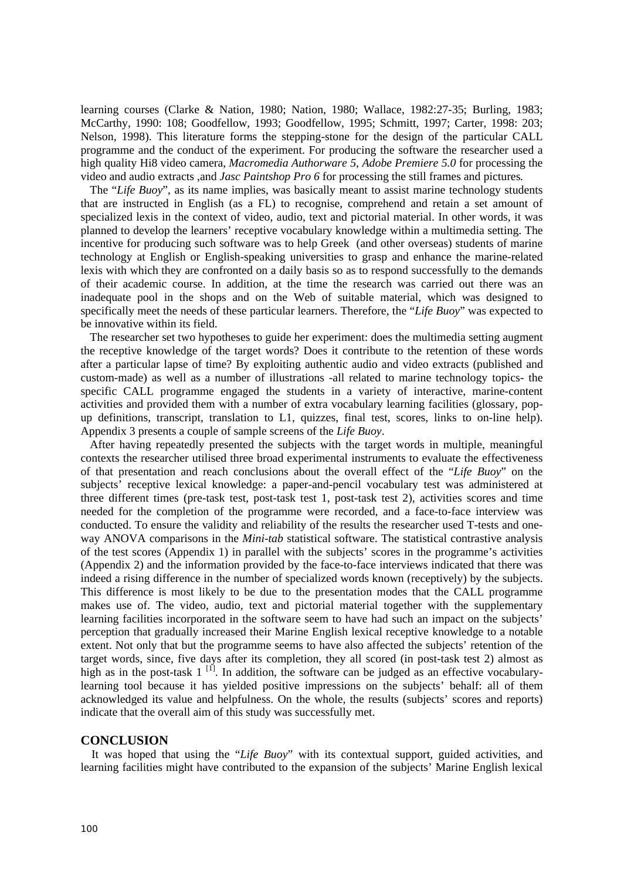learning courses (Clarke & Nation, 1980; Nation, 1980; Wallace, 1982:27-35; Burling, 1983; McCarthy, 1990: 108; Goodfellow, 1993; Goodfellow, 1995; Schmitt, 1997; Carter, 1998: 203; Nelson, 1998). This literature forms the stepping-stone for the design of the particular CALL programme and the conduct of the experiment. For producing the software the researcher used a high quality Hi8 video camera, *Macromedia Authorware 5*, *Adobe Premiere 5.0* for processing the video and audio extracts ,and *Jasc Paintshop Pro 6* for processing the still frames and pictures.

The "*Life Buoy*", as its name implies, was basically meant to assist marine technology students that are instructed in English (as a FL) to recognise, comprehend and retain a set amount of specialized lexis in the context of video, audio, text and pictorial material. In other words, it was planned to develop the learners' receptive vocabulary knowledge within a multimedia setting. The incentive for producing such software was to help Greek (and other overseas) students of marine technology at English or English-speaking universities to grasp and enhance the marine-related lexis with which they are confronted on a daily basis so as to respond successfully to the demands of their academic course. In addition, at the time the research was carried out there was an inadequate pool in the shops and on the Web of suitable material, which was designed to specifically meet the needs of these particular learners. Therefore, the "*Life Buoy*" was expected to be innovative within its field.

The researcher set two hypotheses to guide her experiment: does the multimedia setting augment the receptive knowledge of the target words? Does it contribute to the retention of these words after a particular lapse of time? By exploiting authentic audio and video extracts (published and custom-made) as well as a number of illustrations -all related to marine technology topics- the specific CALL programme engaged the students in a variety of interactive, marine-content activities and provided them with a number of extra vocabulary learning facilities (glossary, pop-up definitions, transcript, translation to L1, quizzes, final test, scores, links to on-line help). Appendix 3 presents a couple of sample screens of the *Life Buoy*.

After having repeatedly presented the subjects with the target words in multiple, meaningful contexts the researcher utilised three broad experimental instruments to evaluate the effectiveness of that presentation and reach conclusions about the overall effect of the "*Life Buoy*" on the subjects' receptive lexical knowledge: a paper-and-pencil vocabulary test was administered at three different times (pre-task test, post-task test 1, post-task test 2), activities scores and time needed for the completion of the programme were recorded, and a face-to-face interview was conducted. To ensure the validity and reliability of the results the researcher used T-tests and one-way ANOVA comparisons in the *Mini-tab* statistical software. The statistical contrastive analysis of the test scores (Appendix 1) in parallel with the subjects' scores in the programme's activities (Appendix 2) and the information provided by the face-to-face interviews indicated that there was indeed a rising difference in the number of specialized words known (receptively) by the subjects. This difference is most likely to be due to the presentation modes that the CALL programme makes use of. The video, audio, text and pictorial material together with the supplementary learning facilities incorporated in the software seem to have had such an impact on the subjects' perception that gradually increased their Marine English lexical receptive knowledge to a notable extent. Not only that but the programme seems to have also affected the subjects' retention of the target words, since, five days after its completion, they all scored (in post-task test 2) almost as high as in the post-task 1 [1]. In addition, the software can be judged as an effective vocabulary-learning tool because it has yielded positive impressions on the subjects' behalf: all of them acknowledged its value and helpfulness. On the whole, the results (subjects' scores and reports) indicate that the overall aim of this study was successfully met.

## CONCLUSION

It was hoped that using the "*Life Buoy*" with its contextual support, guided activities, and learning facilities might have contributed to the expansion of the subjects' Marine English lexical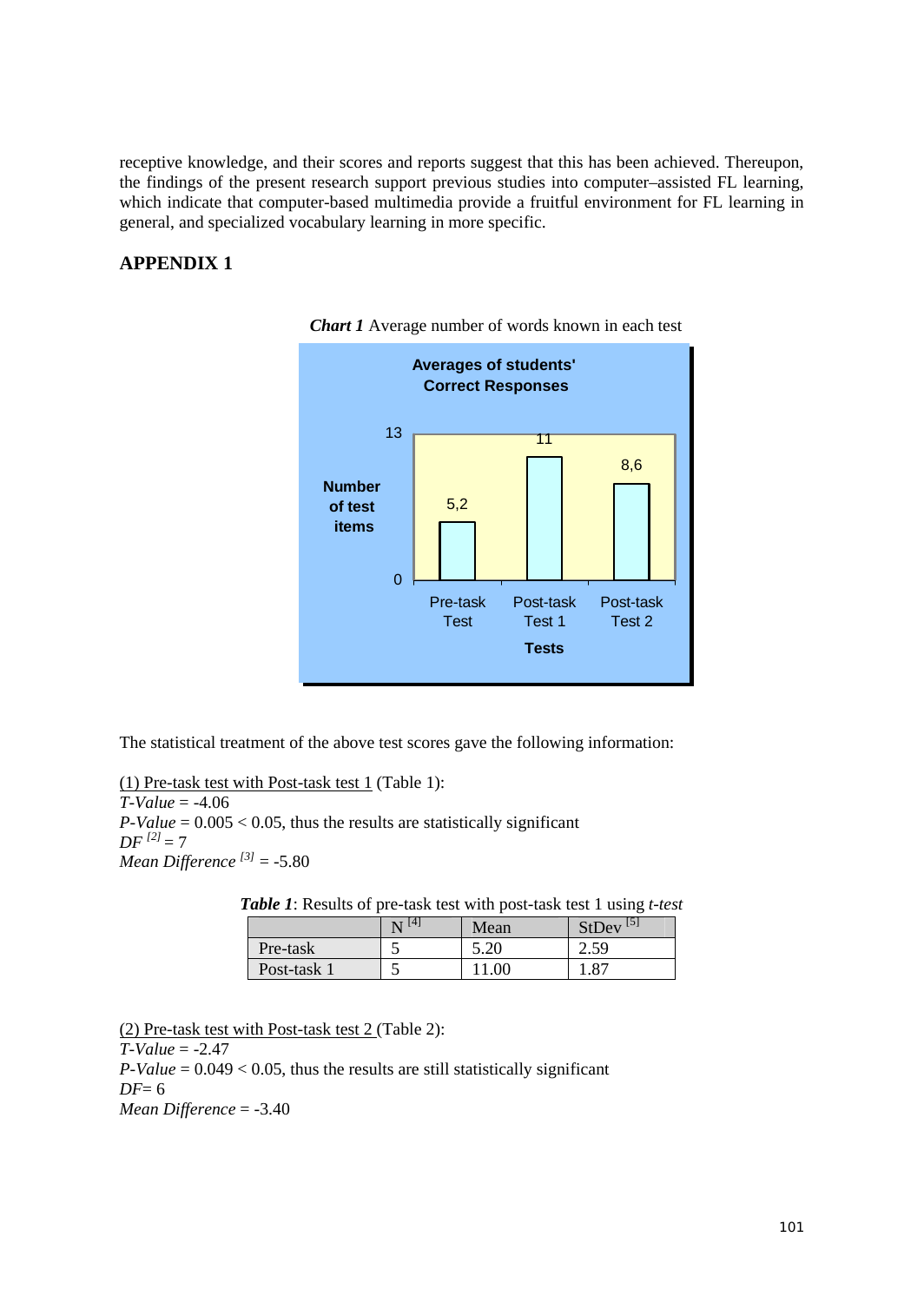receptive knowledge, and their scores and reports suggest that this has been achieved. Thereupon, the findings of the present research support previous studies into computer–assisted FL learning, which indicate that computer-based multimedia provide a fruitful environment for FL learning in general, and specialized vocabulary learning in more specific.

## APPENDIX 1

***Chart 1*** Average number of words known in each test

**Averages of students' Correct Responses**

| Tests | Number of test items |
|---|---|
| Pre-task Test | 5,2 |
| Post-task Test 1 | 11 |
| Post-task Test 2 | 8,6 |

The statistical treatment of the above test scores gave the following information:

<u>(1) Pre-task test with Post-task test 1</u> (Table 1):
*T-Value* = -4.06
*P-Value* = 0.005 < 0.05, thus the results are statistically significant
*DF* [2] = 7
*Mean Difference* [3] = -5.80

***Table 1***: Results of pre-task test with post-task test 1 using *t-test*

| | N [4] | Mean | StDev [5] |
|---|---|---|---|
| Pre-task | 5 | 5.20 | 2.59 |
| Post-task 1 | 5 | 11.00 | 1.87 |

<u>(2) Pre-task test with Post-task test 2</u> (Table 2):
*T-Value* = -2.47
*P-Value* = 0.049 < 0.05, thus the results are still statistically significant
*DF*= 6
*Mean Difference* = -3.40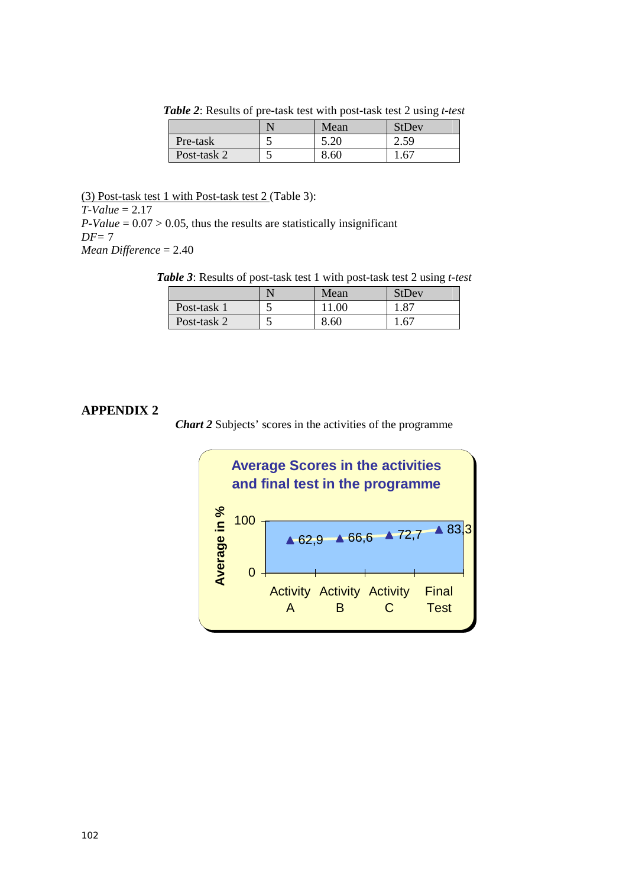***Table 2***: Results of pre-task test with post-task test 2 using *t-test*

| | N | Mean | StDev |
|---|---|---|---|
| Pre-task | 5 | 5.20 | 2.59 |
| Post-task 2 | 5 | 8.60 | 1.67 |

<u>(3) Post-task test 1 with Post-task test 2</u> (Table 3):
*T-Value* = 2.17
*P-Value* = 0.07 > 0.05, thus the results are statistically insignificant
*DF*= 7
*Mean Difference* = 2.40

***Table 3***: Results of post-task test 1 with post-task test 2 using *t-test*

| | N | Mean | StDev |
|---|---|---|---|
| Post-task 1 | 5 | 11.00 | 1.87 |
| Post-task 2 | 5 | 8.60 | 1.67 |

## APPENDIX 2

***Chart 2*** Subjects' scores in the activities of the programme

**Average Scores in the activities and final test in the programme**

| | Activity A | Activity B | Activity C | Final Test |
|---|---|---|---|---|
| Average in % | 62,9 | 66,6 | 72,7 | 83,3 |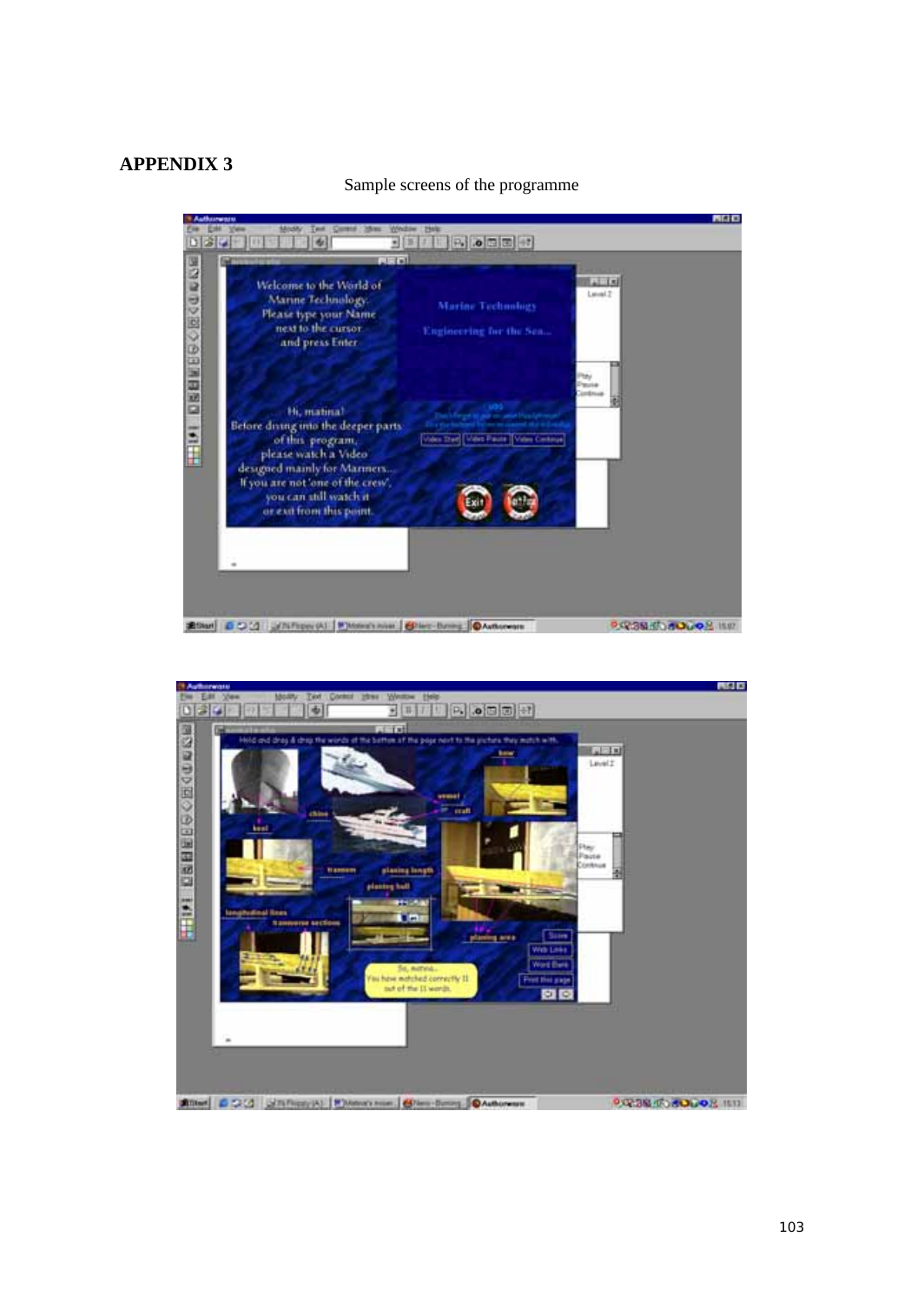## APPENDIX 3

Sample screens of the programme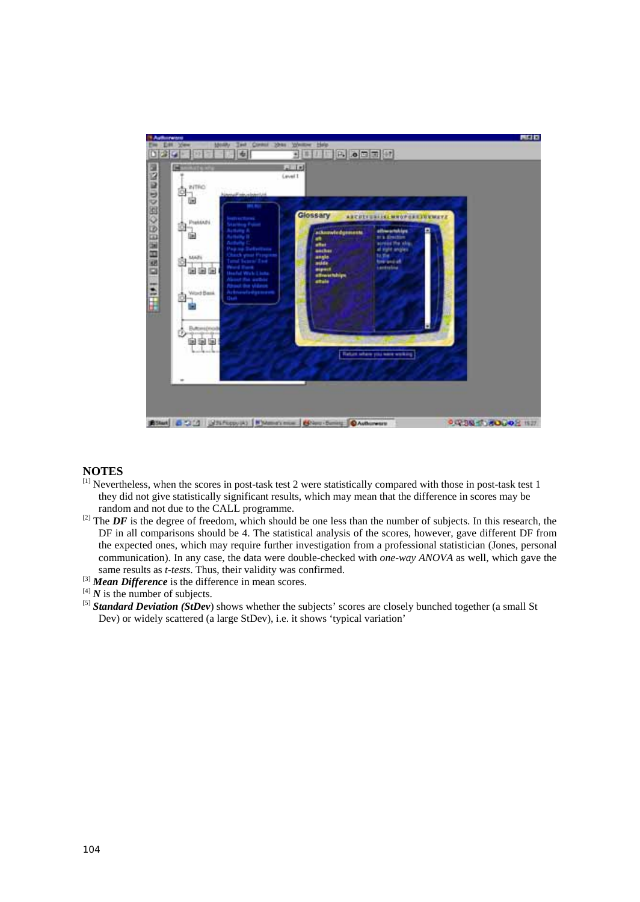## NOTES

[1] Nevertheless, when the scores in post-task test 2 were statistically compared with those in post-task test 1 they did not give statistically significant results, which may mean that the difference in scores may be random and not due to the CALL programme.

[2] The ***DF*** is the degree of freedom, which should be one less than the number of subjects. In this research, the DF in all comparisons should be 4. The statistical analysis of the scores, however, gave different DF from the expected ones, which may require further investigation from a professional statistician (Jones, personal communication). In any case, the data were double-checked with *one-way ANOVA* as well, which gave the same results as *t-tests*. Thus, their validity was confirmed.

[3] ***Mean Difference*** is the difference in mean scores.

[4] ***N*** is the number of subjects.

[5] ***Standard Deviation (StDev***) shows whether the subjects' scores are closely bunched together (a small St Dev) or widely scattered (a large StDev), i.e. it shows 'typical variation'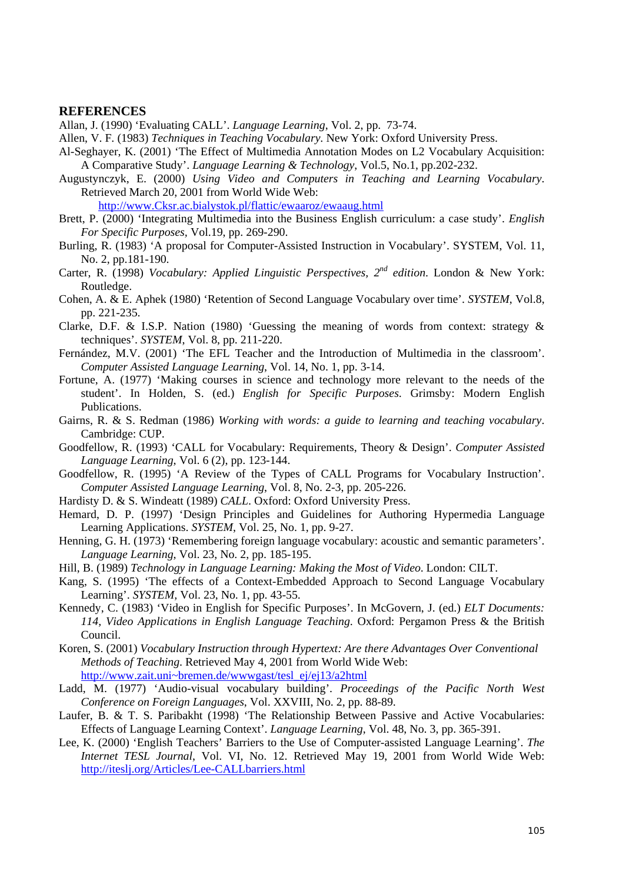## REFERENCES

Allan, J. (1990) 'Evaluating CALL'. *Language Learning*, Vol. 2, pp. 73-74.

Allen, V. F. (1983) *Techniques in Teaching Vocabulary.* New York: Oxford University Press.

Al-Seghayer, K. (2001) 'The Effect of Multimedia Annotation Modes on L2 Vocabulary Acquisition: A Comparative Study'. *Language Learning & Technology*, Vol.5, No.1, pp.202-232.

Augustynczyk, E. (2000) *Using Video and Computers in Teaching and Learning Vocabulary*. Retrieved March 20, 2001 from World Wide Web: http://www.Cksr.ac.bialystok.pl/flattic/ewaaroz/ewaaug.html

Brett, P. (2000) 'Integrating Multimedia into the Business English curriculum: a case study'. *English For Specific Purposes,* Vol.19, pp. 269-290.

Burling, R. (1983) 'A proposal for Computer-Assisted Instruction in Vocabulary'. SYSTEM, Vol. 11, No. 2, pp.181-190.

Carter, R. (1998) *Vocabulary: Applied Linguistic Perspectives, 2nd edition*. London & New York: Routledge.

Cohen, A. & E. Aphek (1980) 'Retention of Second Language Vocabulary over time'. *SYSTEM*, Vol.8, pp. 221-235.

Clarke, D.F. & I.S.P. Nation (1980) 'Guessing the meaning of words from context: strategy & techniques'. *SYSTEM*, Vol. 8, pp. 211-220.

Fernández, M.V. (2001) 'The EFL Teacher and the Introduction of Multimedia in the classroom'. *Computer Assisted Language Learning*, Vol. 14, No. 1, pp. 3-14.

Fortune, A. (1977) 'Making courses in science and technology more relevant to the needs of the student'. In Holden, S. (ed.) *English for Specific Purposes*. Grimsby: Modern English Publications.

Gairns, R. & S. Redman (1986) *Working with words: a guide to learning and teaching vocabulary*. Cambridge: CUP.

Goodfellow, R. (1993) 'CALL for Vocabulary: Requirements, Theory & Design'. *Computer Assisted Language Learning*, Vol. 6 (2), pp. 123-144.

Goodfellow, R. (1995) 'A Review of the Types of CALL Programs for Vocabulary Instruction'. *Computer Assisted Language Learning*, Vol. 8, No. 2-3, pp. 205-226.

Hardisty D. & S. Windeatt (1989) *CALL*. Oxford: Oxford University Press.

Hemard, D. P. (1997) 'Design Principles and Guidelines for Authoring Hypermedia Language Learning Applications. *SYSTEM*, Vol. 25, No. 1, pp. 9-27.

Henning, G. H. (1973) 'Remembering foreign language vocabulary: acoustic and semantic parameters'. *Language Learning*, Vol. 23, No. 2, pp. 185-195.

Hill, B. (1989) *Technology in Language Learning: Making the Most of Video*. London: CILT.

Kang, S. (1995) 'The effects of a Context-Embedded Approach to Second Language Vocabulary Learning'. *SYSTEM*, Vol. 23, No. 1, pp. 43-55.

Kennedy, C. (1983) 'Video in English for Specific Purposes'. In McGovern, J. (ed.) *ELT Documents: 114, Video Applications in English Language Teaching*. Oxford: Pergamon Press & the British Council.

Koren, S. (2001) *Vocabulary Instruction through Hypertext: Are there Advantages Over Conventional Methods of Teaching*. Retrieved May 4, 2001 from World Wide Web: http://www.zait.uni~bremen.de/wwwgast/tesl_ej/ej13/a2html

Ladd, M. (1977) 'Audio-visual vocabulary building'. *Proceedings of the Pacific North West Conference on Foreign Languages*, Vol. XXVIII, No. 2, pp. 88-89.

Laufer, B. & T. S. Paribakht (1998) 'The Relationship Between Passive and Active Vocabularies: Effects of Language Learning Context'. *Language Learning*, Vol. 48, No. 3, pp. 365-391.

Lee, K. (2000) 'English Teachers' Barriers to the Use of Computer-assisted Language Learning'. *The Internet TESL Journal*, Vol. VI, No. 12. Retrieved May 19, 2001 from World Wide Web: http://iteslj.org/Articles/Lee-CALLbarriers.html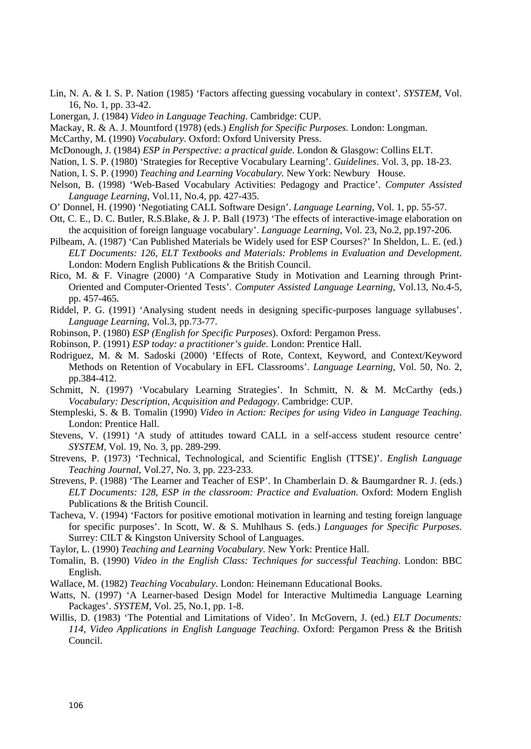Lin, N. A. & I. S. P. Nation (1985) 'Factors affecting guessing vocabulary in context'. *SYSTEM*, Vol. 16, No. 1, pp. 33-42.

Lonergan, J. (1984) *Video in Language Teaching*. Cambridge: CUP.

Mackay, R. & A. J. Mountford (1978) (eds.) *English for Specific Purposes*. London: Longman.

McCarthy, M. (1990) *Vocabulary*. Oxford: Oxford University Press.

McDonough, J. (1984) *ESP in Perspective: a practical guide*. London & Glasgow: Collins ELT.

Nation, I. S. P. (1980) 'Strategies for Receptive Vocabulary Learning'. *Guidelines*. Vol. 3, pp. 18-23.

Nation, I. S. P. (1990) *Teaching and Learning Vocabulary*. New York: Newbury House.

Nelson, B. (1998) 'Web-Based Vocabulary Activities: Pedagogy and Practice'. *Computer Assisted Language Learning*, Vol.11, No.4, pp. 427-435.

O' Donnel, H. (1990) 'Negotiating CALL Software Design'. *Language Learning*, Vol. 1, pp. 55-57.

Ott, C. E., D. C. Butler, R.S.Blake, & J. P. Ball (1973) 'The effects of interactive-image elaboration on the acquisition of foreign language vocabulary'. *Language Learning*, Vol. 23, No.2, pp.197-206.

Pilbeam, A. (1987) 'Can Published Materials be Widely used for ESP Courses?' In Sheldon, L. E. (ed.) *ELT Documents: 126, ELT Textbooks and Materials: Problems in Evaluation and Development*. London: Modern English Publications & the British Council.

Rico, M. & F. Vinagre (2000) 'A Comparative Study in Motivation and Learning through Print-Oriented and Computer-Oriented Tests'. *Computer Assisted Language Learning*, Vol.13, No.4-5, pp. 457-465.

Riddel, P. G. (1991) 'Analysing student needs in designing specific-purposes language syllabuses'. *Language Learning*, Vol.3, pp.73-77.

Robinson, P. (1980) *ESP (English for Specific Purposes*). Oxford: Pergamon Press.

Robinson, P. (1991) *ESP today: a practitioner's guide*. London: Prentice Hall.

Rodriguez, M. & M. Sadoski (2000) 'Effects of Rote, Context, Keyword, and Context/Keyword Methods on Retention of Vocabulary in EFL Classrooms'. *Language Learning*, Vol. 50, No. 2, pp.384-412.

Schmitt, N. (1997) 'Vocabulary Learning Strategies'. In Schmitt, N. & M. McCarthy (eds.) *Vocabulary: Description, Acquisition and Pedagogy*. Cambridge: CUP.

Stempleski, S. & B. Tomalin (1990) *Video in Action: Recipes for using Video in Language Teaching.* London: Prentice Hall.

Stevens, V. (1991) 'A study of attitudes toward CALL in a self-access student resource centre' *SYSTEM*, Vol. 19, No. 3, pp. 289-299.

Strevens, P. (1973) 'Technical, Technological, and Scientific English (TTSE)'. *English Language Teaching Journal*, Vol.27, No. 3, pp. 223-233.

Strevens, P. (1988) 'The Learner and Teacher of ESP'. In Chamberlain D. & Baumgardner R. J. (eds.) *ELT Documents: 128, ESP in the classroom: Practice and Evaluation.* Oxford: Modern English Publications & the British Council.

Tacheva, V. (1994) 'Factors for positive emotional motivation in learning and testing foreign language for specific purposes'. In Scott, W. & S. Muhlhaus S. (eds.) *Languages for Specific Purposes*. Surrey: CILT & Kingston University School of Languages.

Taylor, L. (1990) *Teaching and Learning Vocabulary*. New York: Prentice Hall.

Tomalin, B. (1990) *Video in the English Class: Techniques for successful Teaching*. London: BBC English.

Wallace, M. (1982) *Teaching Vocabulary*. London: Heinemann Educational Books.

Watts, N. (1997) 'A Learner-based Design Model for Interactive Multimedia Language Learning Packages'. *SYSTEM*, Vol. 25, No.1, pp. 1-8.

Willis, D. (1983) 'The Potential and Limitations of Video'. In McGovern, J. (ed.) *ELT Documents: 114, Video Applications in English Language Teaching*. Oxford: Pergamon Press & the British Council.